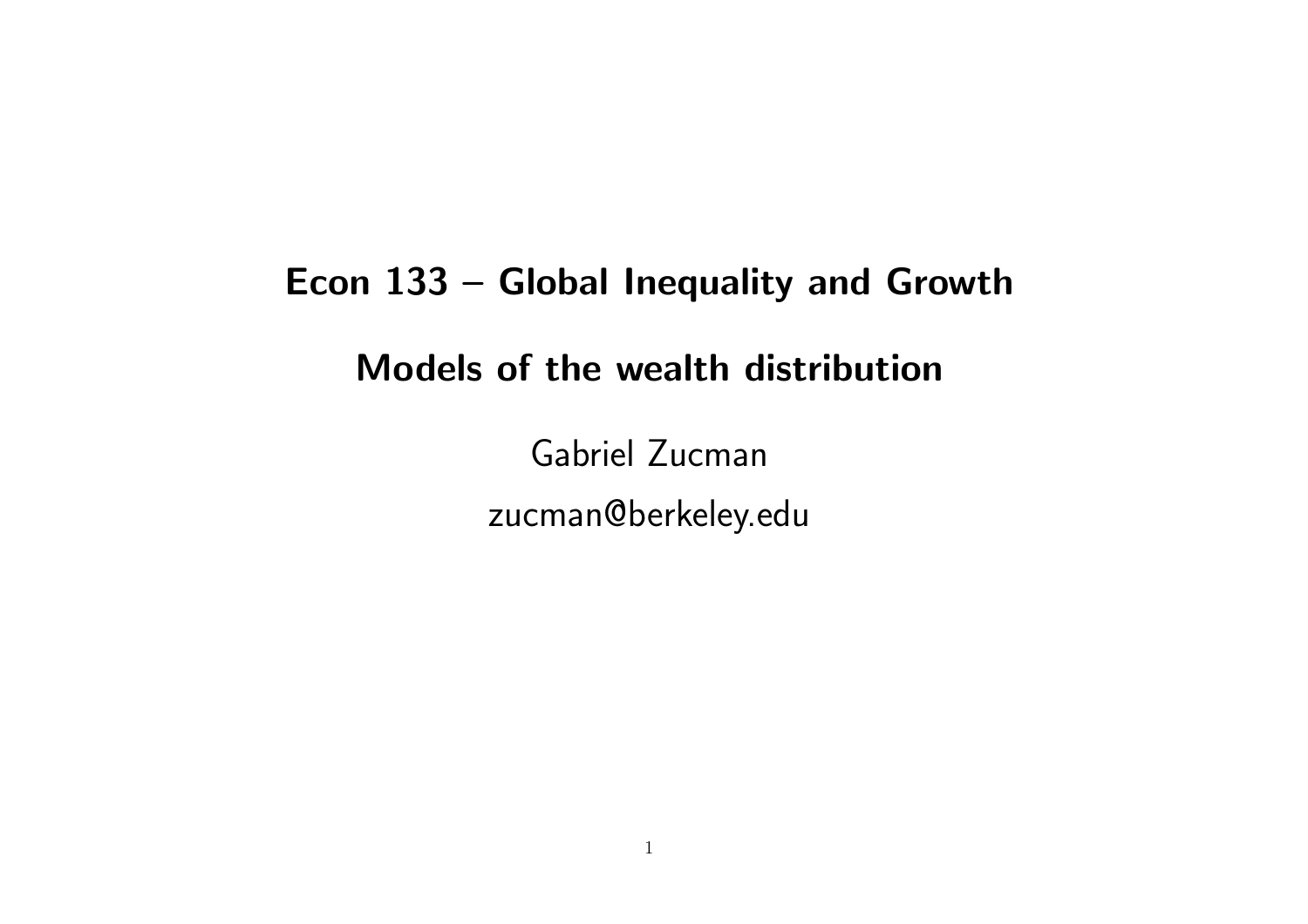# Econ 133 – Global Inequality and Growth

## Models of the wealth distribution

Gabriel Zucman

zucman@berkeley.edu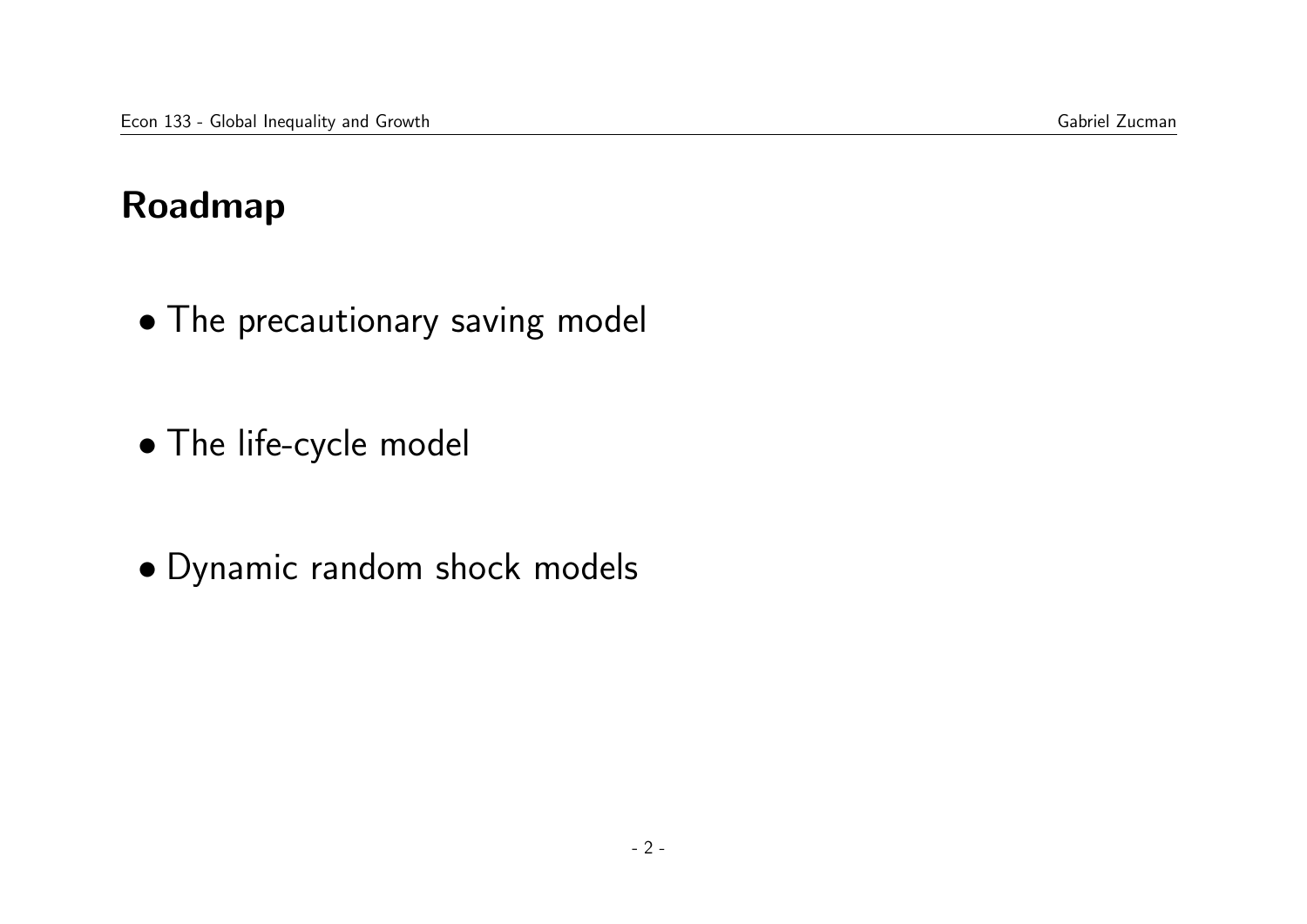## Roadmap

- The precautionary saving model
- The life-cycle model
- Dynamic random shock models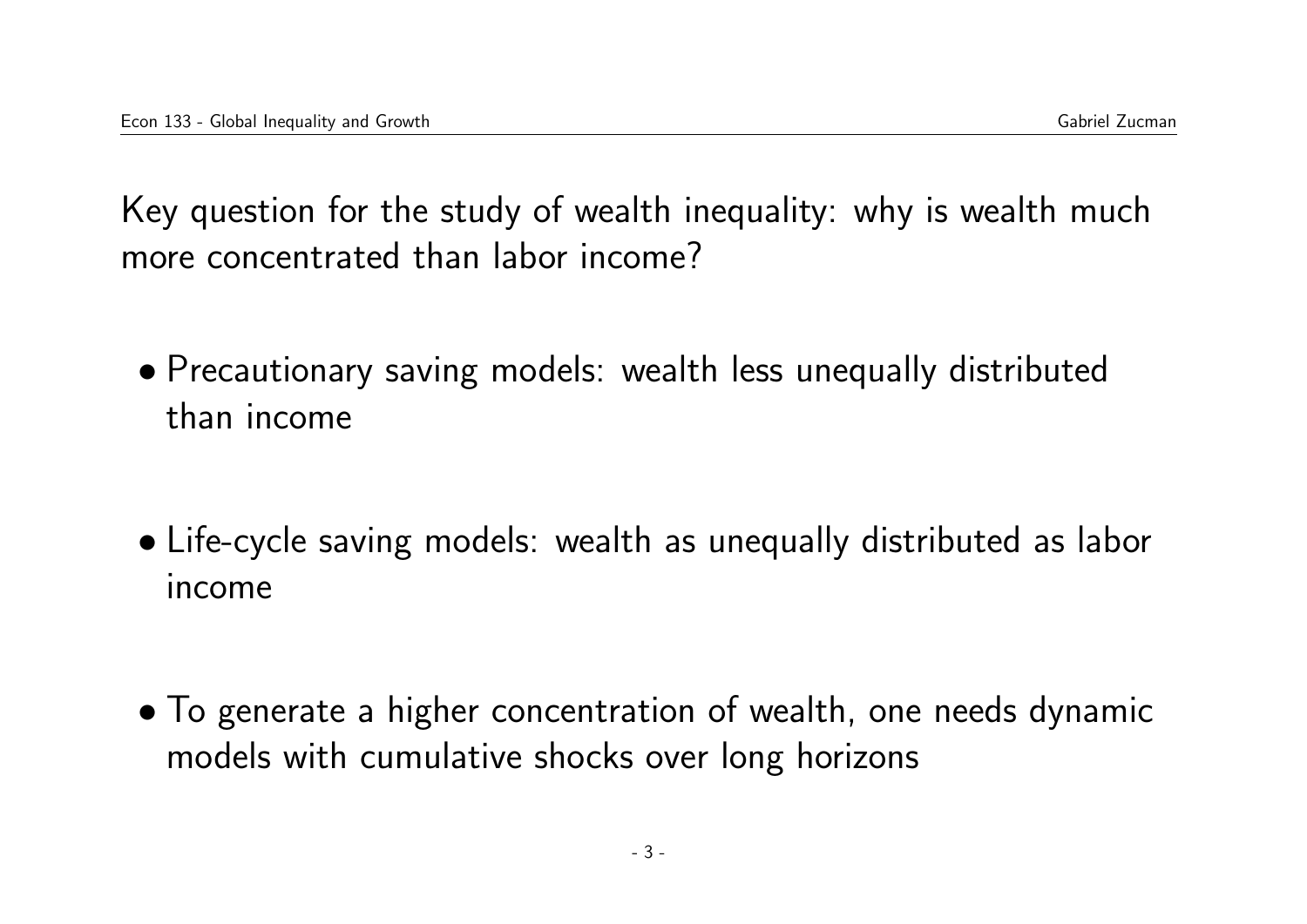Key question for the study of wealth inequality: why is wealth much more concentrated than labor income?

- Precautionary saving models: wealth less unequally distributed than income

- Life-cycle saving models: wealth as unequally distributed as labor income

- To generate a higher concentration of wealth, one needs dynamic models with cumulative shocks over long horizons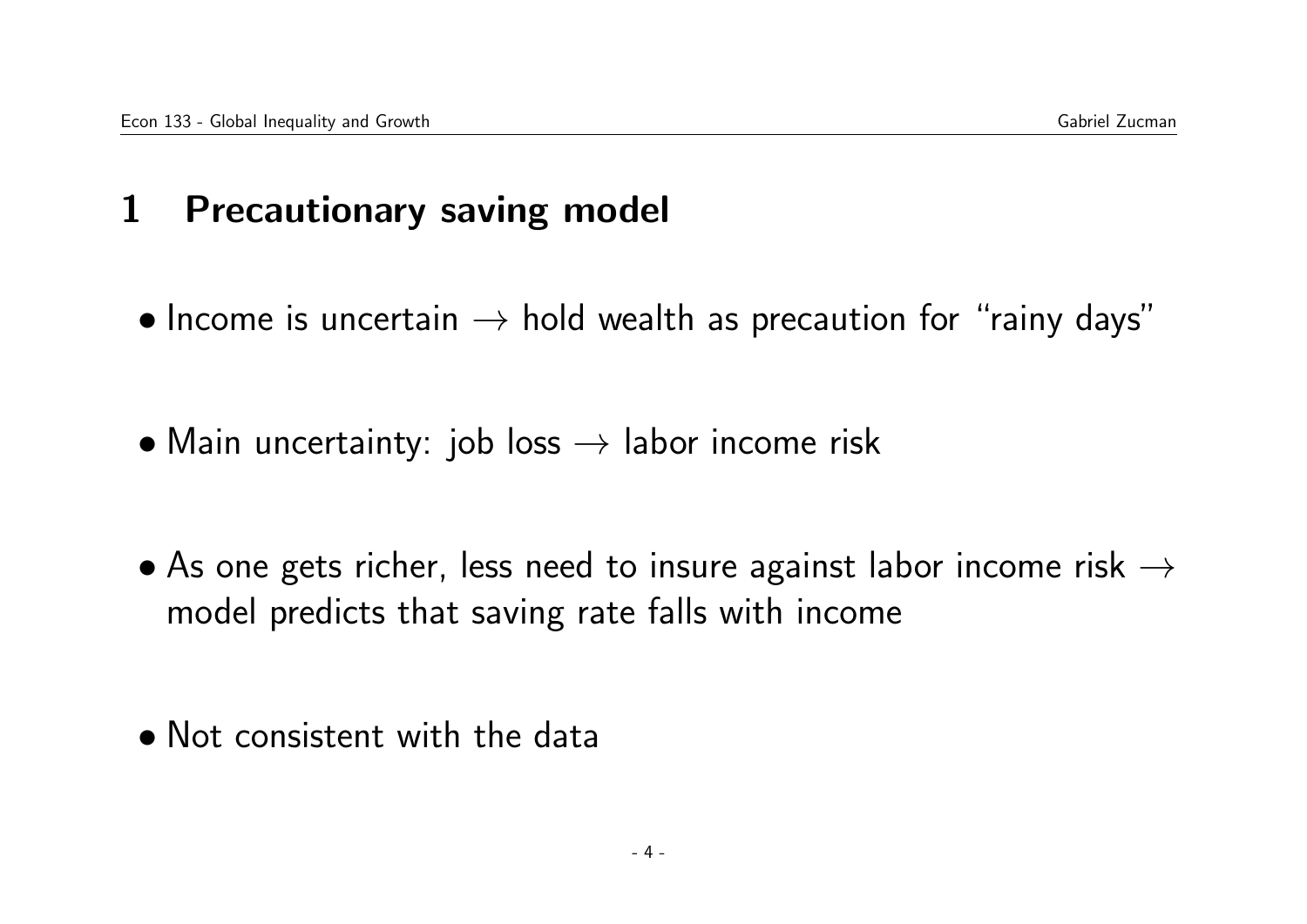# 1 Precautionary saving model

- Income is uncertain $\rightarrow$ hold wealth as precaution for "rainy days"

- Main uncertainty: job loss $\rightarrow$ labor income risk

- As one gets richer, less need to insure against labor income risk $\rightarrow$ model predicts that saving rate falls with income

- Not consistent with the data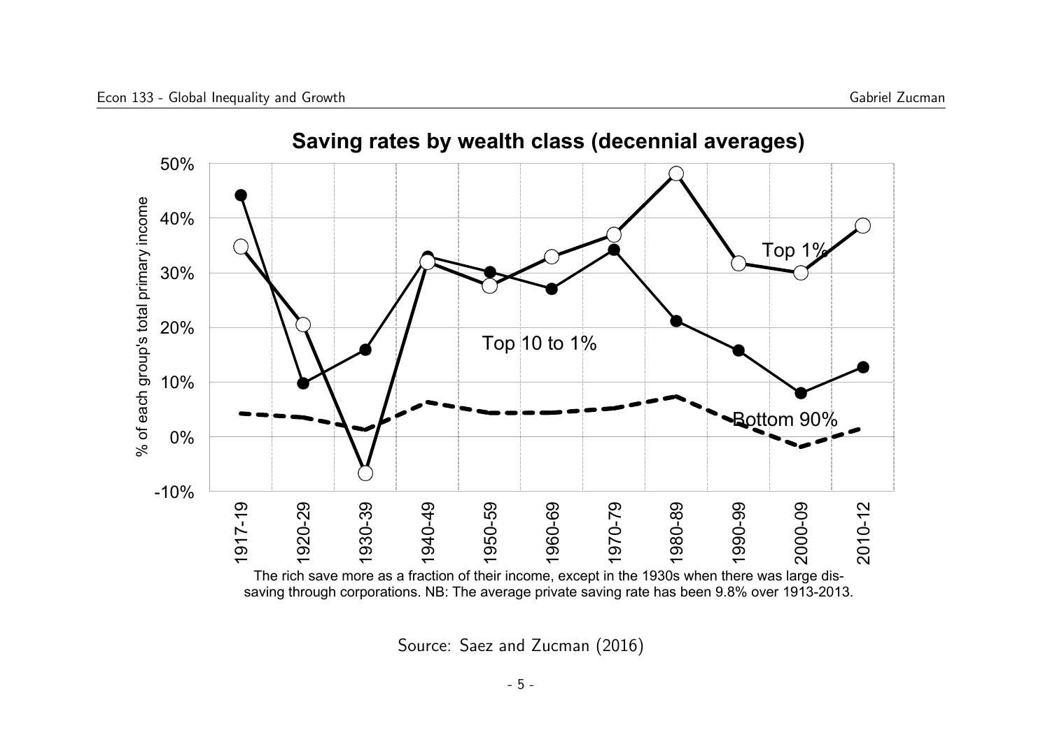**Saving rates by wealth class (decennial averages)**

The rich save more as a fraction of their income, except in the 1930s when there was large dis-saving through corporations. NB: The average private saving rate has been 9.8% over 1913-2013.

Source: Saez and Zucman (2016)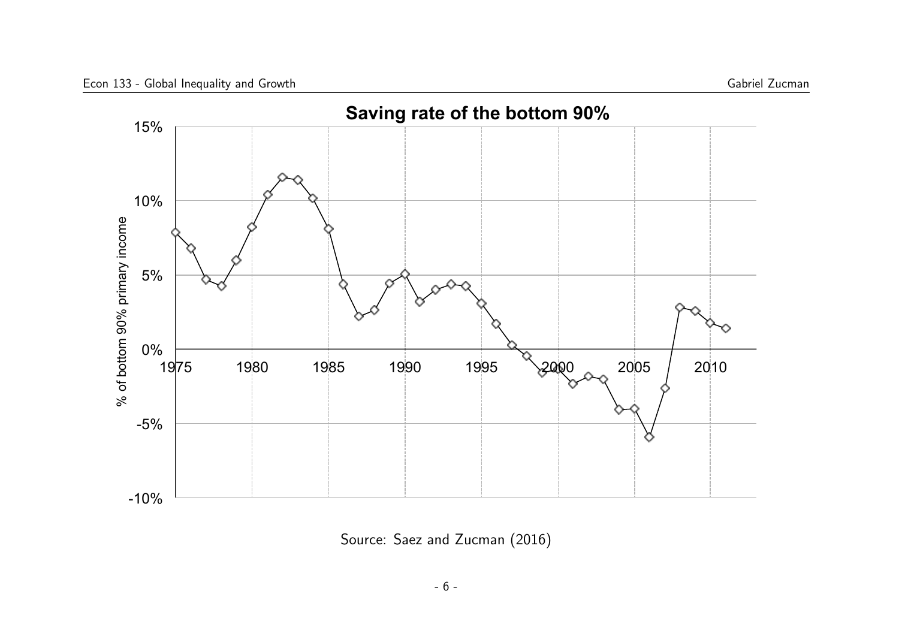**Saving rate of the bottom 90%**

Source: Saez and Zucman (2016)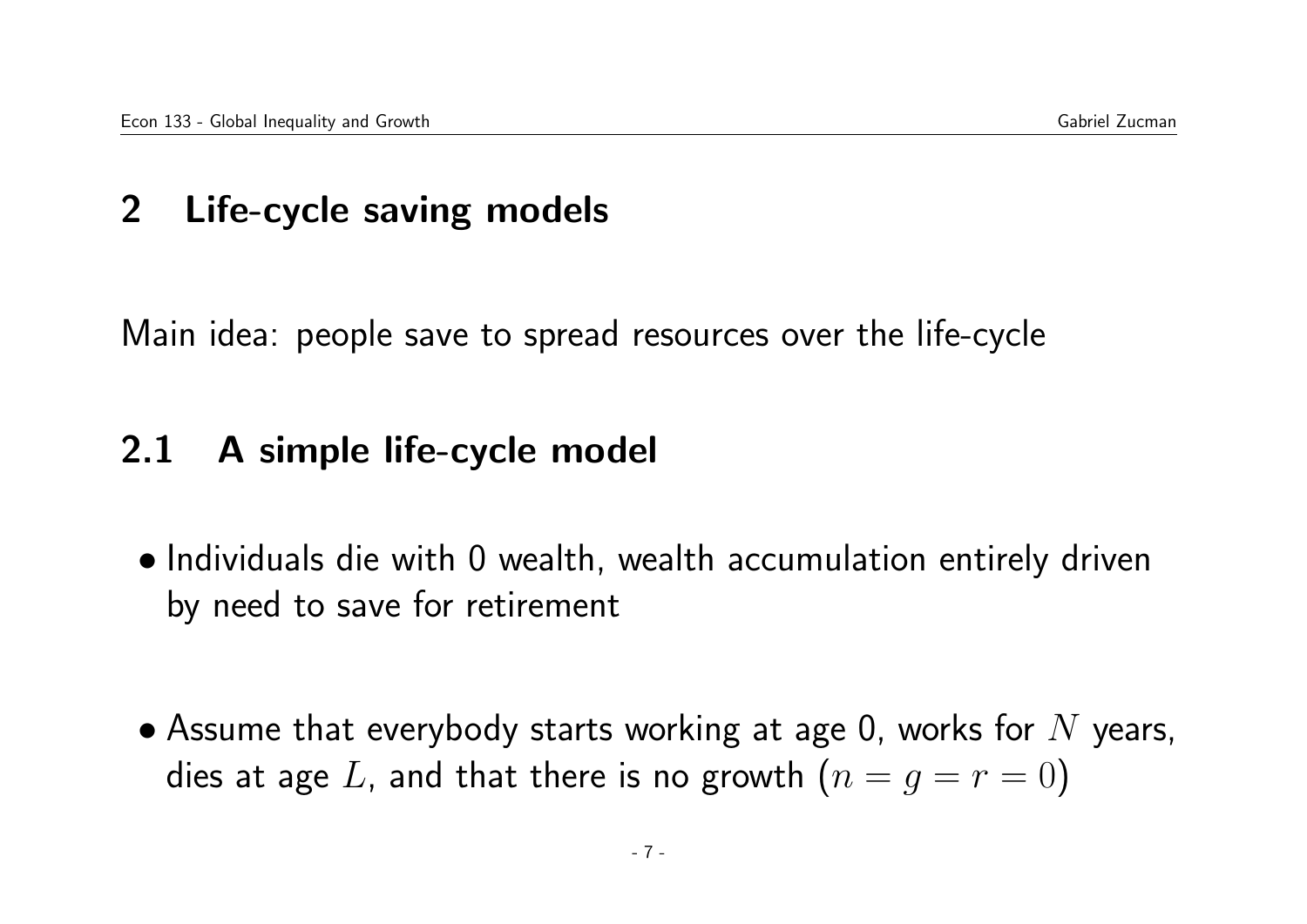# 2 Life-cycle saving models

Main idea: people save to spread resources over the life-cycle

## 2.1 A simple life-cycle model

- Individuals die with 0 wealth, wealth accumulation entirely driven by need to save for retirement

- Assume that everybody starts working at age 0, works for $N$ years, dies at age $L$, and that there is no growth ($n = g = r = 0$)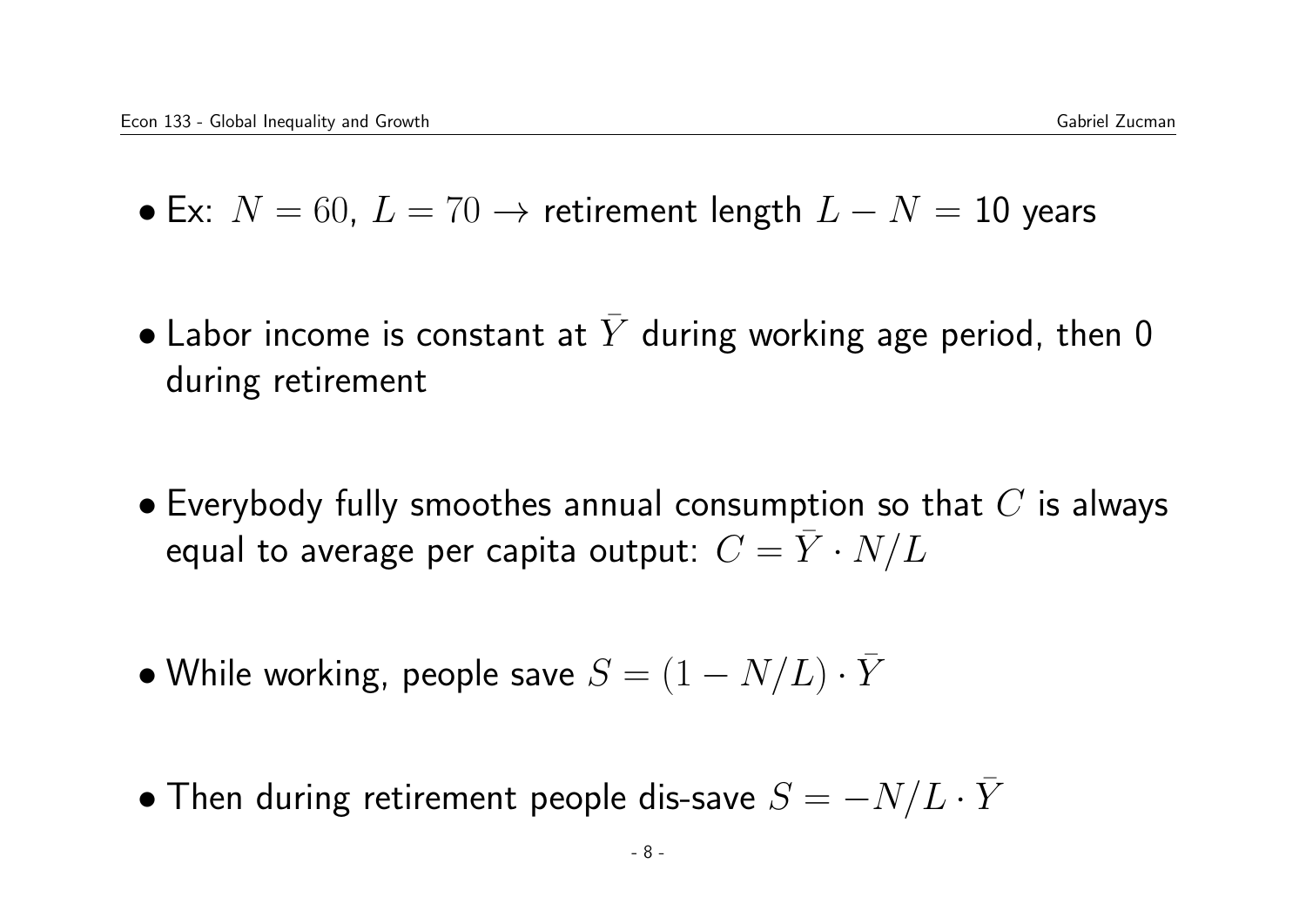- Ex: $N = 60$, $L = 70 \rightarrow$ retirement length $L - N = 10$ years

- Labor income is constant at $\bar{Y}$ during working age period, then 0 during retirement

- Everybody fully smoothes annual consumption so that $C$ is always equal to average per capita output: $C = \bar{Y} \cdot N/L$

- While working, people save $S = (1 - N/L) \cdot \bar{Y}$

- Then during retirement people dis-save $S = -N/L \cdot \bar{Y}$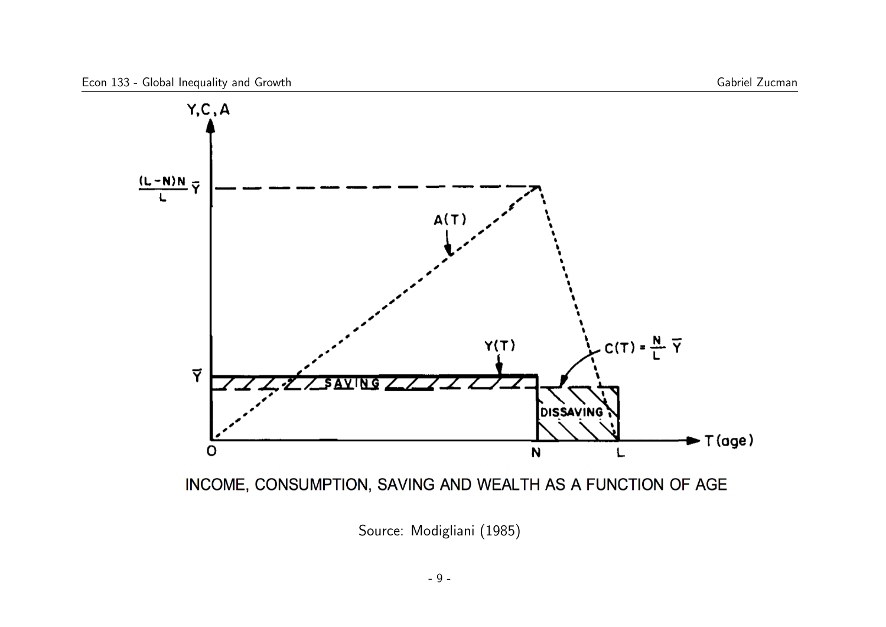INCOME, CONSUMPTION, SAVING AND WEALTH AS A FUNCTION OF AGE

Source: Modigliani (1985)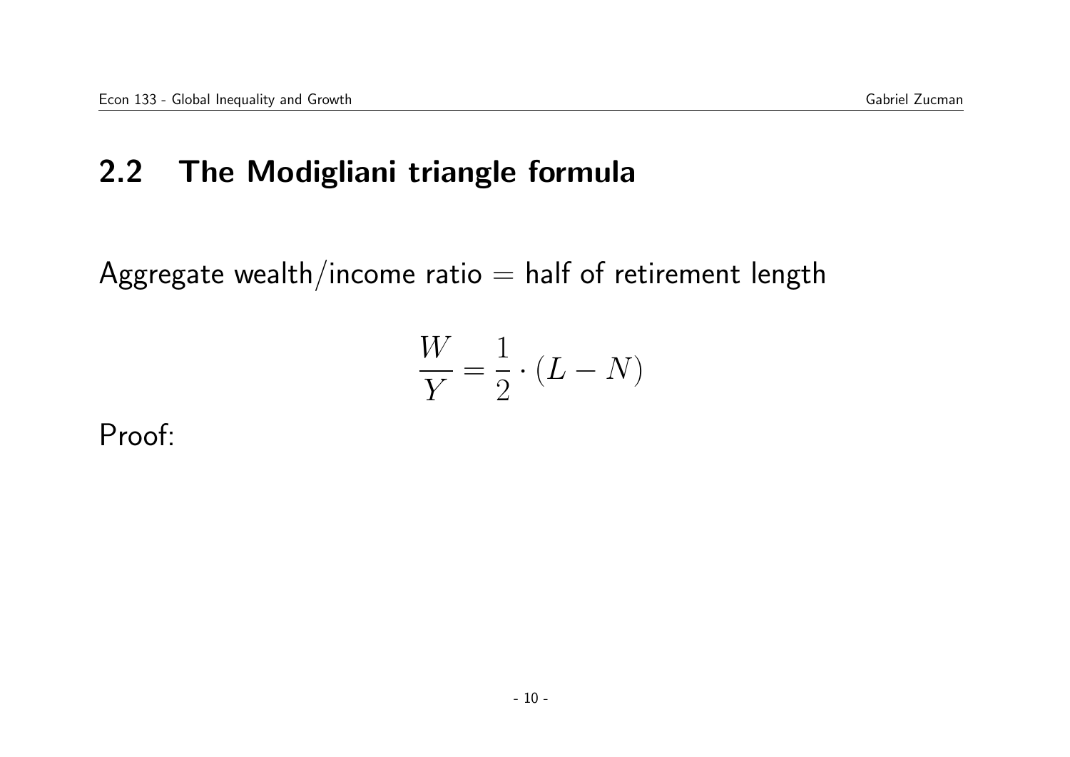## 2.2 The Modigliani triangle formula

Aggregate wealth/income ratio = half of retirement length

$$\frac{W}{Y} = \frac{1}{2} \cdot (L - N)$$

Proof: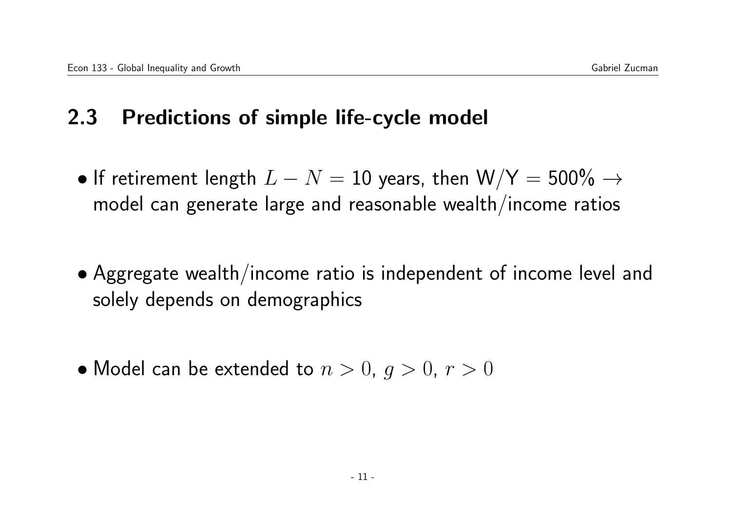## 2.3 Predictions of simple life-cycle model

- If retirement length $L - N = 10$ years, then W/Y = 500% $\rightarrow$ model can generate large and reasonable wealth/income ratios

- Aggregate wealth/income ratio is independent of income level and solely depends on demographics

- Model can be extended to $n > 0$, $g > 0$, $r > 0$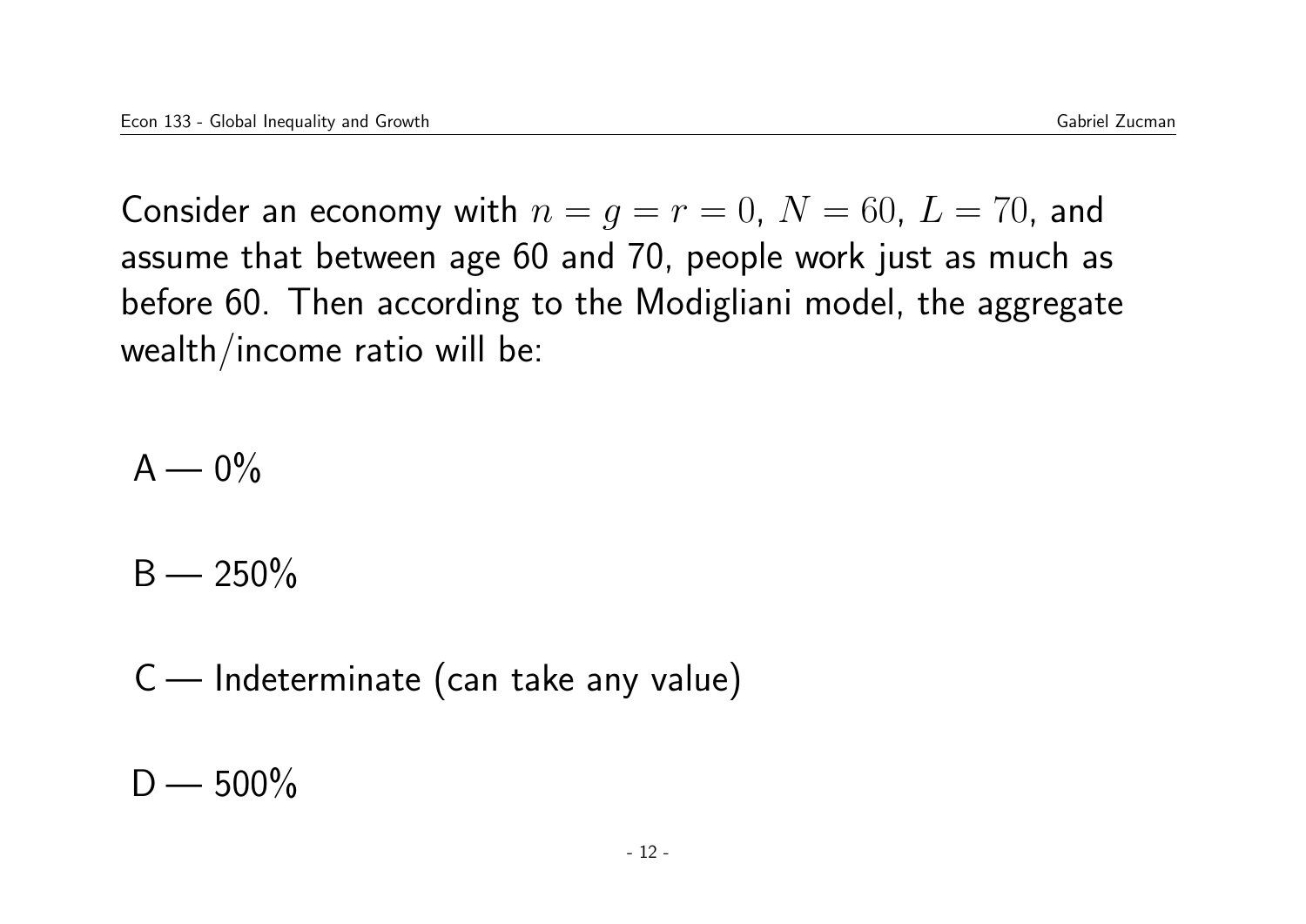Consider an economy with $n = g = r = 0$, $N = 60$, $L = 70$, and assume that between age 60 and 70, people work just as much as before 60. Then according to the Modigliani model, the aggregate wealth/income ratio will be:

A — 0%

B — 250%

C — Indeterminate (can take any value)

D — 500%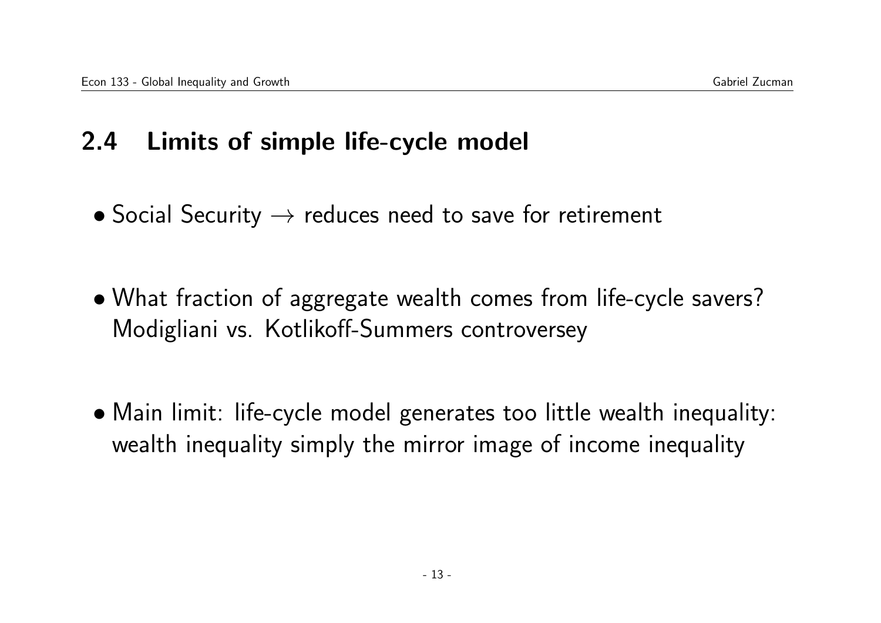## 2.4 Limits of simple life-cycle model

- Social Security $\rightarrow$ reduces need to save for retirement

- What fraction of aggregate wealth comes from life-cycle savers? Modigliani vs. Kotlikoff-Summers controversey

- Main limit: life-cycle model generates too little wealth inequality: wealth inequality simply the mirror image of income inequality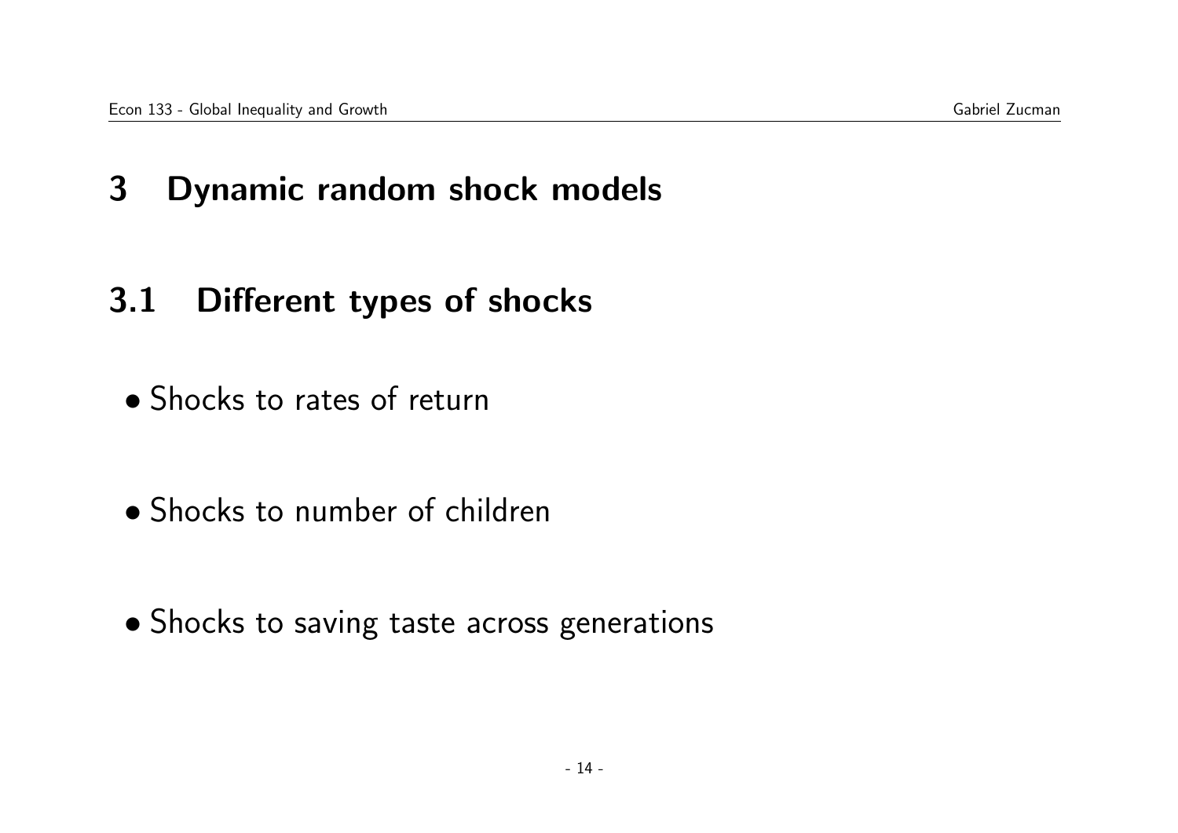# 3 Dynamic random shock models

## 3.1 Different types of shocks

- Shocks to rates of return

- Shocks to number of children

- Shocks to saving taste across generations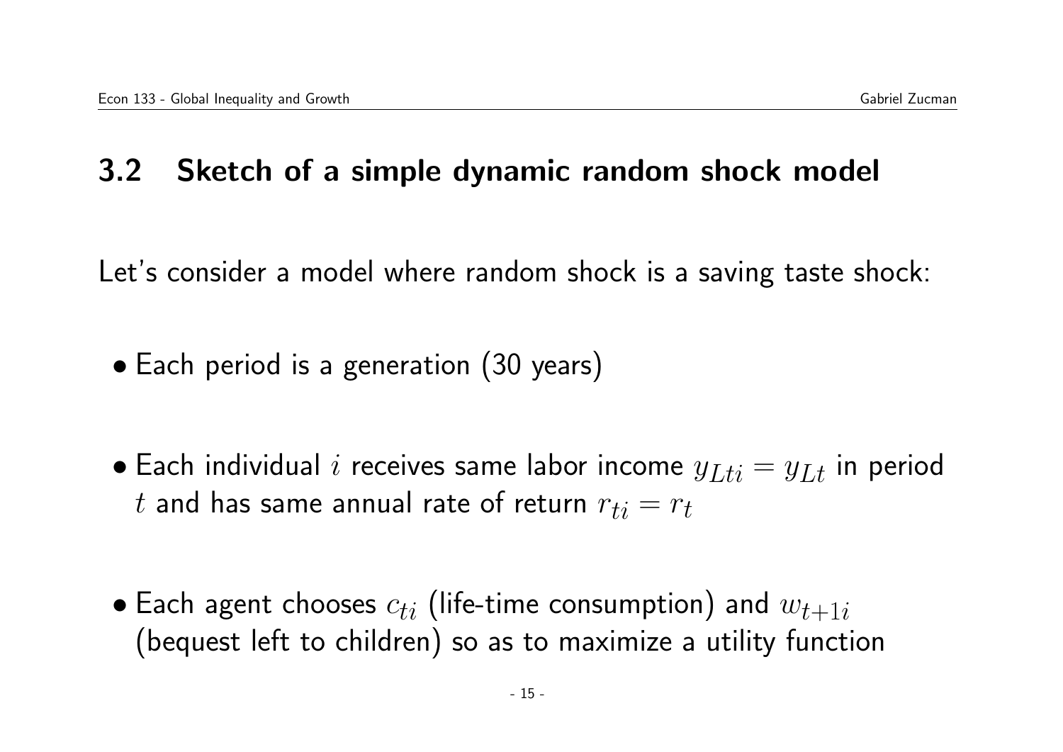## 3.2 Sketch of a simple dynamic random shock model

Let's consider a model where random shock is a saving taste shock:

- Each period is a generation (30 years)
- Each individual $i$ receives same labor income $y_{Lti} = y_{Lt}$ in period $t$ and has same annual rate of return $r_{ti} = r_t$
- Each agent chooses $c_{ti}$ (life-time consumption) and $w_{t+1i}$ (bequest left to children) so as to maximize a utility function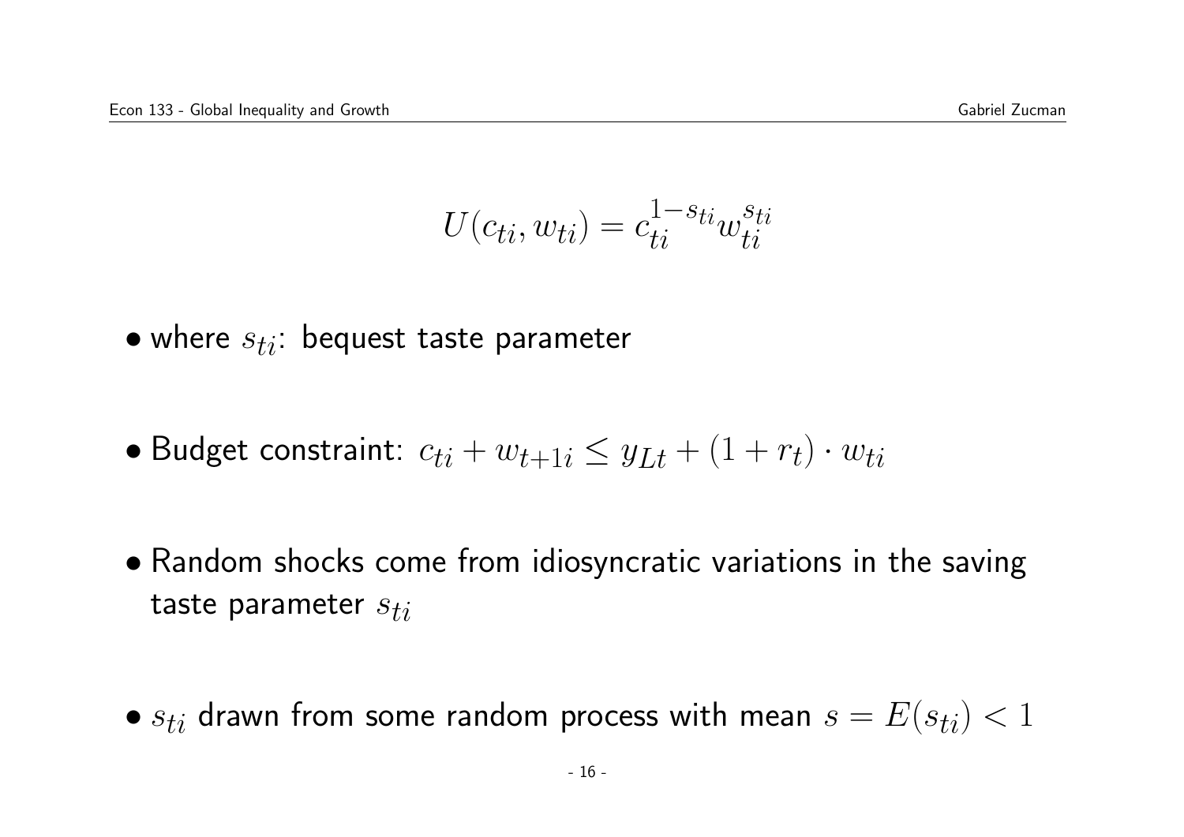$$U(c_{ti}, w_{ti}) = c_{ti}^{1-s_{ti}} w_{ti}^{s_{ti}}$$

- where $s_{ti}$: bequest taste parameter

- Budget constraint: $c_{ti} + w_{t+1i} \leq y_{Lt} + (1 + r_t) \cdot w_{ti}$

- Random shocks come from idiosyncratic variations in the saving taste parameter $s_{ti}$

- $s_{ti}$ drawn from some random process with mean $s = E(s_{ti}) < 1$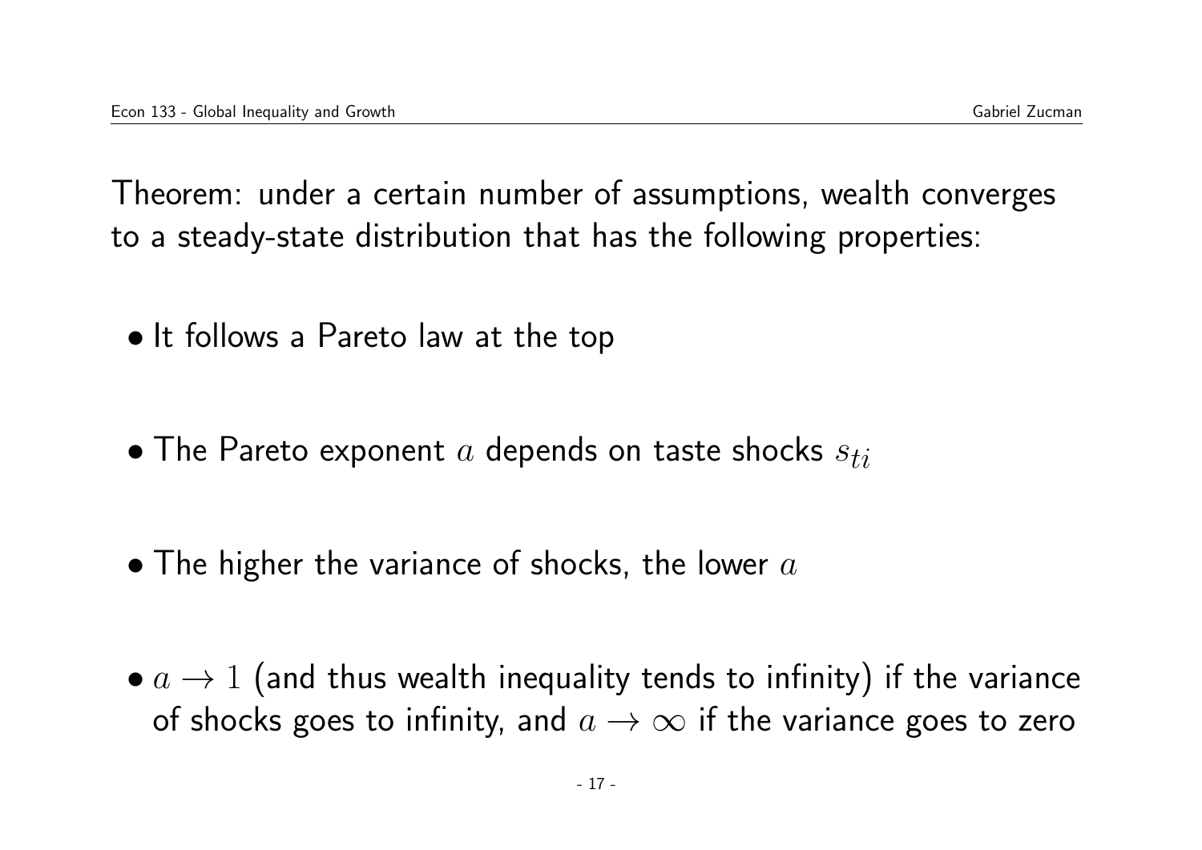Theorem: under a certain number of assumptions, wealth converges to a steady-state distribution that has the following properties:

- It follows a Pareto law at the top
- The Pareto exponent $a$ depends on taste shocks $s_{ti}$
- The higher the variance of shocks, the lower $a$
- $a \to 1$ (and thus wealth inequality tends to infinity) if the variance of shocks goes to infinity, and $a \to \infty$ if the variance goes to zero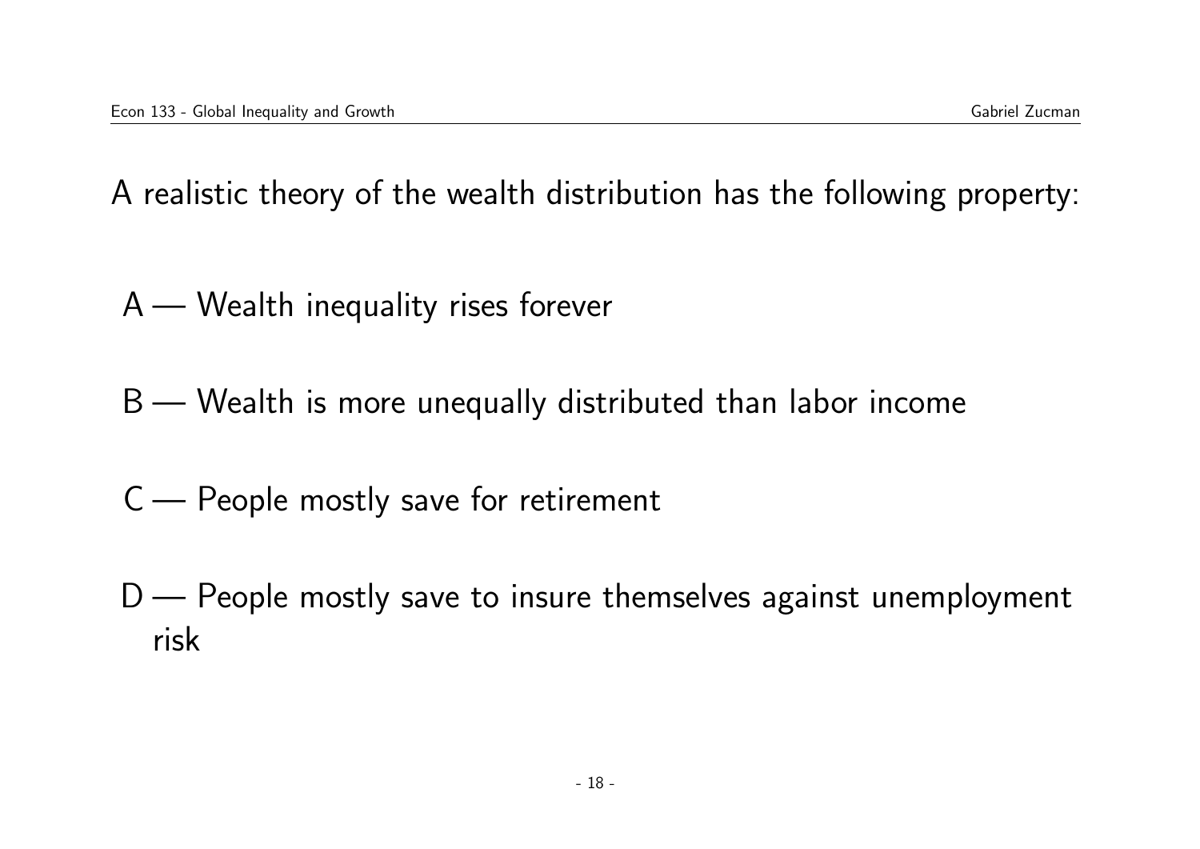A realistic theory of the wealth distribution has the following property:

A — Wealth inequality rises forever

B — Wealth is more unequally distributed than labor income

C — People mostly save for retirement

D — People mostly save to insure themselves against unemployment risk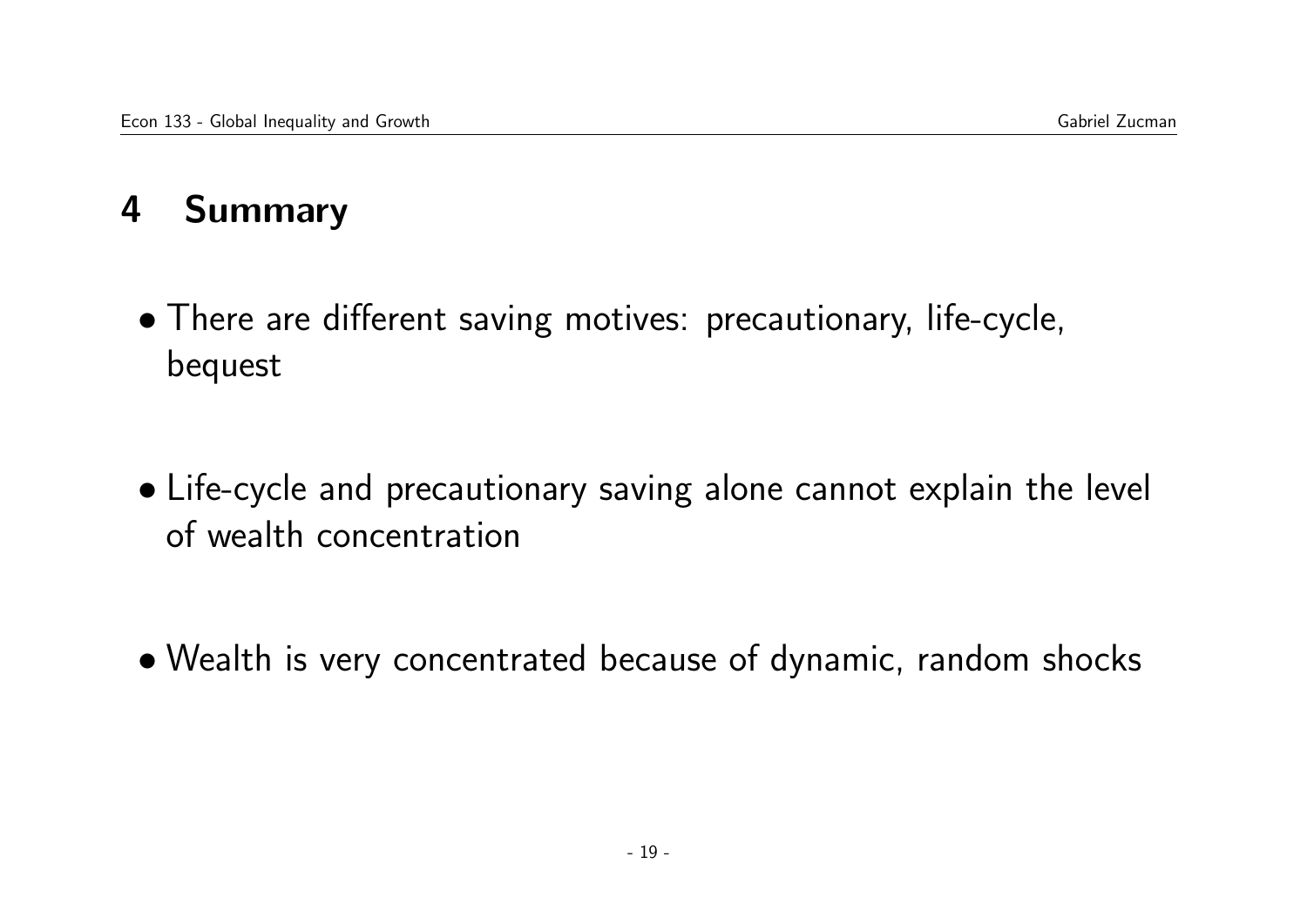# 4 Summary

- There are different saving motives: precautionary, life-cycle, bequest

- Life-cycle and precautionary saving alone cannot explain the level of wealth concentration

- Wealth is very concentrated because of dynamic, random shocks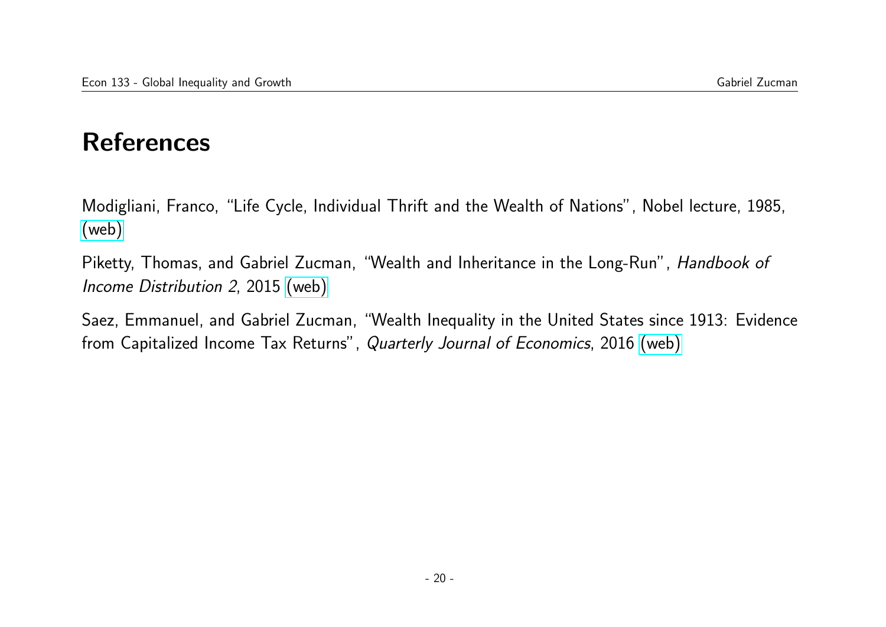# References

Modigliani, Franco, "Life Cycle, Individual Thrift and the Wealth of Nations", Nobel lecture, 1985, (web)

Piketty, Thomas, and Gabriel Zucman, "Wealth and Inheritance in the Long-Run", *Handbook of Income Distribution 2*, 2015 (web)

Saez, Emmanuel, and Gabriel Zucman, "Wealth Inequality in the United States since 1913: Evidence from Capitalized Income Tax Returns", *Quarterly Journal of Economics*, 2016 (web)